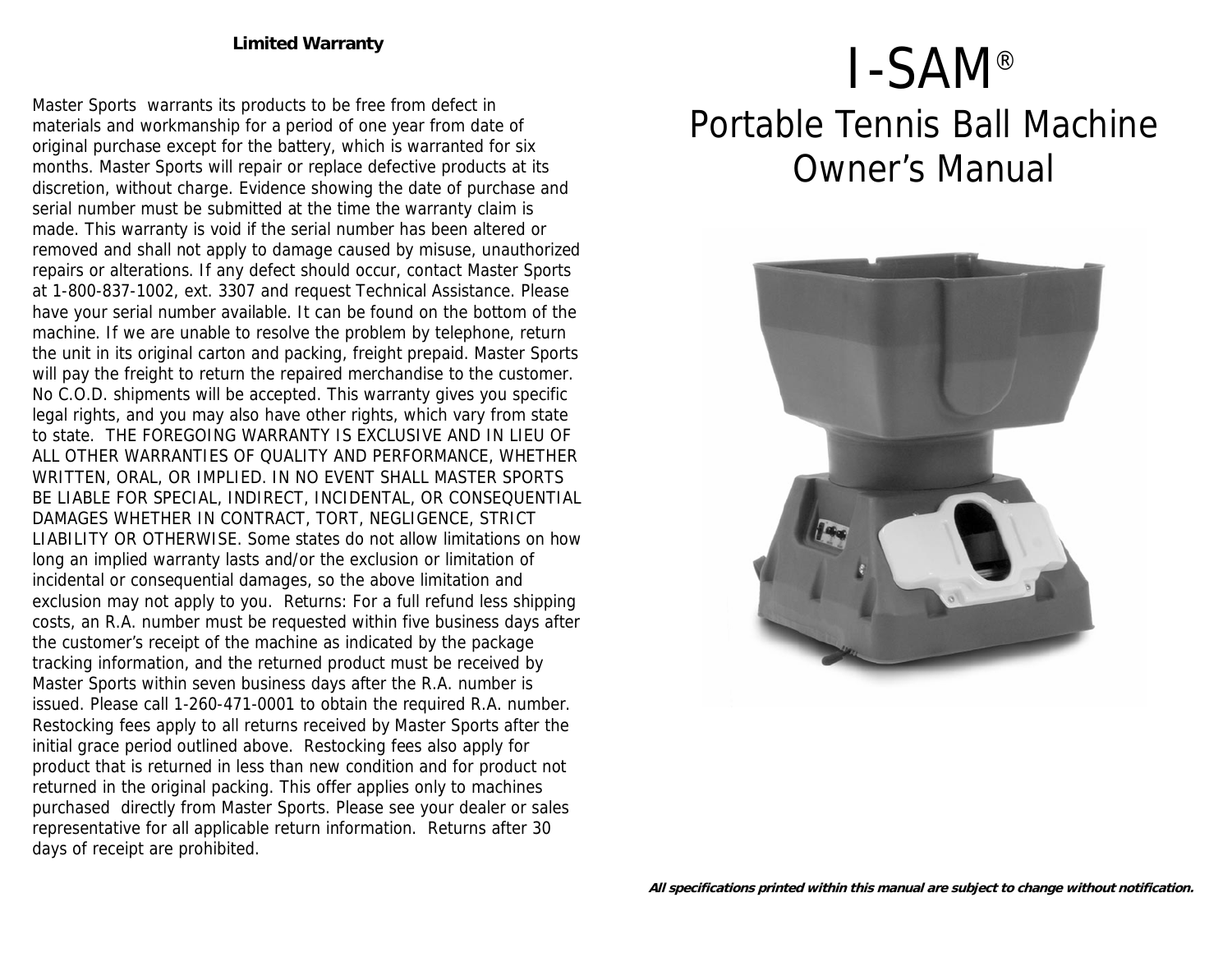**Limited Warranty**

Master Sports warrants its products to be free from defect in materials and workmanship for a period of one year from date of original purchase except for the battery, which is warranted for six months. Master Sports will repair or replace defective products at its discretion, without charge. Evidence showing the date of purchase and serial number must be submitted at the time the warranty claim is made. This warranty is void if the serial number has been altered or removed and shall not apply to damage caused by misuse, unauthorized repairs or alterations. If any defect should occur, contact Master Sports at 1-800-837-1002, ext. 3307 and request Technical Assistance. Please have your serial number available. It can be found on the bottom of the machine. If we are unable to resolve the problem by telephone, return the unit in its original carton and packing, freight prepaid. Master Sports will pay the freight to return the repaired merchandise to the customer. No C.O.D. shipments will be accepted. This warranty gives you specific legal rights, and you may also have other rights, which vary from state to state. THE FOREGOING WARRANTY IS EXCLUSIVE AND IN LIEU OF ALL OTHER WARRANTIES OF QUALITY AND PERFORMANCE, WHETHER WRITTEN, ORAL, OR IMPLIED. IN NO EVENT SHALL MASTER SPORTS BE LIABLE FOR SPECIAL, INDIRECT, INCIDENTAL, OR CONSEQUENTIAL DAMAGES WHETHER IN CONTRACT, TORT, NEGLIGENCE, STRICT LIABILITY OR OTHERWISE. Some states do not allow limitations on how long an implied warranty lasts and/or the exclusion or limitation of incidental or consequential damages, so the above limitation and exclusion may not apply to you. Returns: For a full refund less shipping costs, an R.A. number must be requested within five business days after the customer's receipt of the machine as indicated by the package tracking information, and the returned product must be received by Master Sports within seven business days after the R.A. number is issued. Please call 1-260-471-0001 to obtain the required R.A. number. Restocking fees apply to all returns received by Master Sports after the initial grace period outlined above. Restocking fees also apply for product that is returned in less than new condition and for product not returned in the original packing. This offer applies only to machines purchased directly from Master Sports. Please see your dealer or sales representative for all applicable return information. Returns after 30 days of receipt are prohibited.

# I-SAM®

## Portable Tennis Ball Machine Owner's Manual

***All specifications printed within this manual are subject to change without notification.***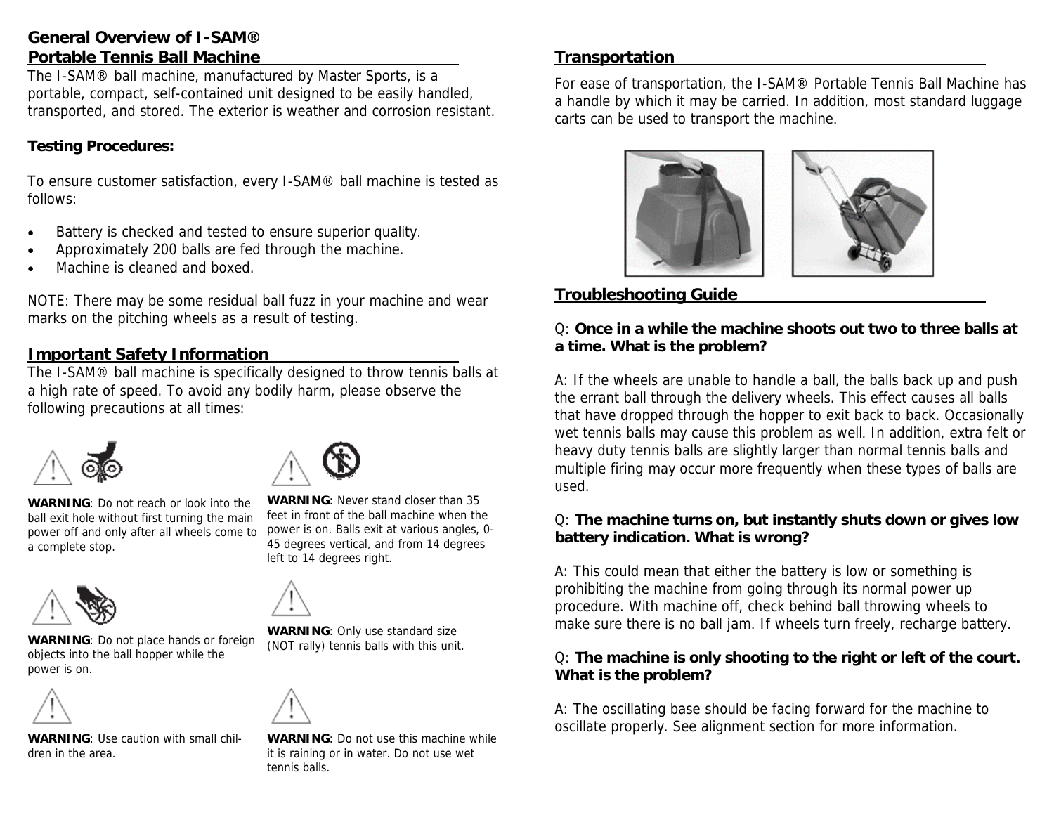## General Overview of I-SAM® Portable Tennis Ball Machine

The I-SAM® ball machine, manufactured by Master Sports, is a portable, compact, self-contained unit designed to be easily handled, transported, and stored. The exterior is weather and corrosion resistant.

**Testing Procedures:**

To ensure customer satisfaction, every I-SAM® ball machine is tested as follows:

- Battery is checked and tested to ensure superior quality.
- Approximately 200 balls are fed through the machine.
- Machine is cleaned and boxed.

NOTE: There may be some residual ball fuzz in your machine and wear marks on the pitching wheels as a result of testing.

## Important Safety Information

The I-SAM® ball machine is specifically designed to throw tennis balls at a high rate of speed. To avoid any bodily harm, please observe the following precautions at all times:

**WARNING**: Do not reach or look into the ball exit hole without first turning the main power off and only after all wheels come to a complete stop.

**WARNING**: Never stand closer than 35 feet in front of the ball machine when the power is on. Balls exit at various angles, 0-45 degrees vertical, and from 14 degrees left to 14 degrees right.

**WARNING**: Do not place hands or foreign objects into the ball hopper while the power is on.

**WARNING**: Only use standard size (NOT rally) tennis balls with this unit.

**WARNING**: Use caution with small children in the area.

**WARNING**: Do not use this machine while it is raining or in water. Do not use wet tennis balls.

## Transportation

For ease of transportation, the I-SAM® Portable Tennis Ball Machine has a handle by which it may be carried. In addition, most standard luggage carts can be used to transport the machine.

## Troubleshooting Guide

Q: **Once in a while the machine shoots out two to three balls at a time. What is the problem?**

A: If the wheels are unable to handle a ball, the balls back up and push the errant ball through the delivery wheels. This effect causes all balls that have dropped through the hopper to exit back to back. Occasionally wet tennis balls may cause this problem as well. In addition, extra felt or heavy duty tennis balls are slightly larger than normal tennis balls and multiple firing may occur more frequently when these types of balls are used.

Q: **The machine turns on, but instantly shuts down or gives low battery indication. What is wrong?**

A: This could mean that either the battery is low or something is prohibiting the machine from going through its normal power up procedure. With machine off, check behind ball throwing wheels to make sure there is no ball jam. If wheels turn freely, recharge battery.

Q: **The machine is only shooting to the right or left of the court. What is the problem?**

A: The oscillating base should be facing forward for the machine to oscillate properly. See alignment section for more information.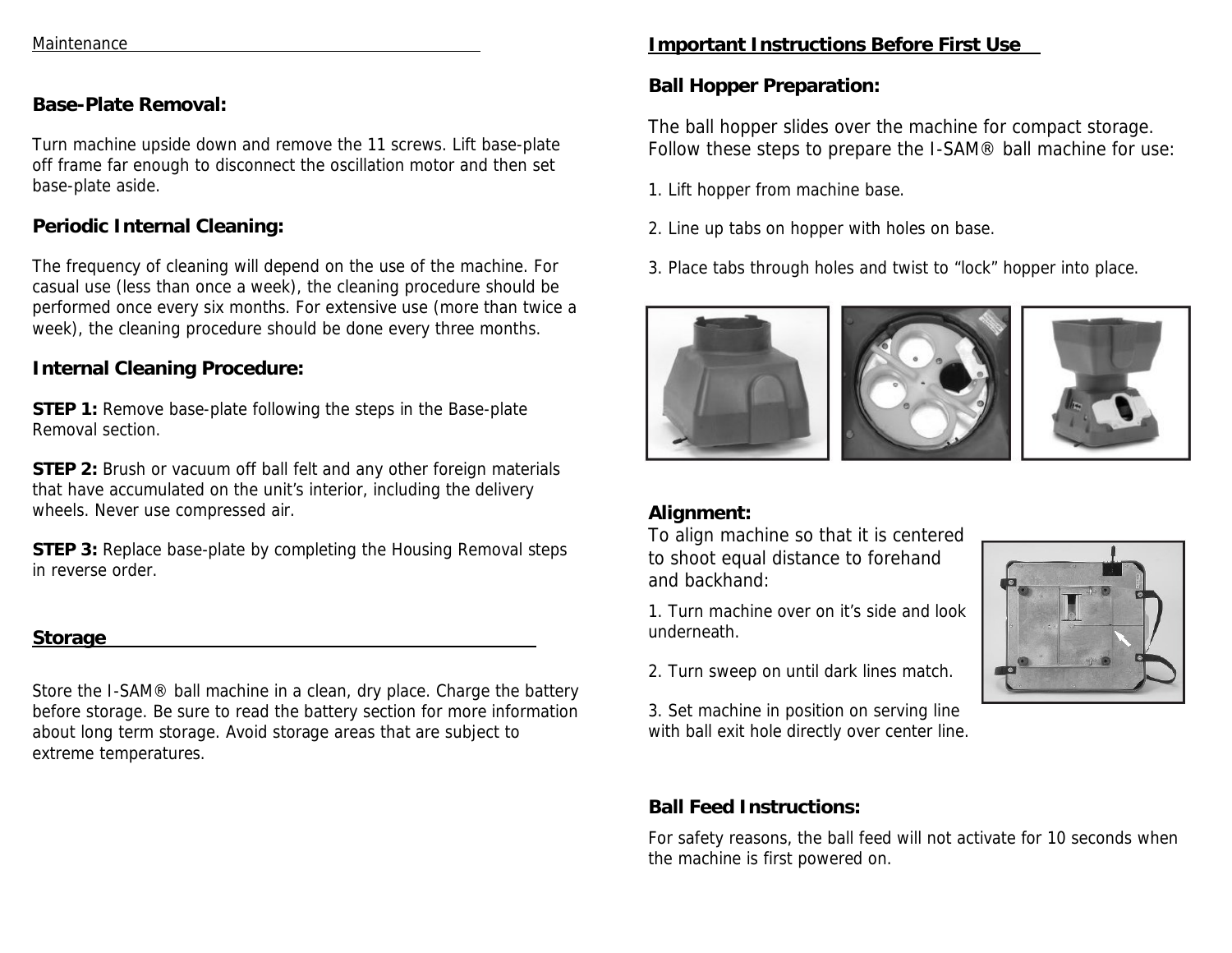Maintenance

### Base-Plate Removal:

Turn machine upside down and remove the 11 screws. Lift base-plate off frame far enough to disconnect the oscillation motor and then set base-plate aside.

### Periodic Internal Cleaning:

The frequency of cleaning will depend on the use of the machine. For casual use (less than once a week), the cleaning procedure should be performed once every six months. For extensive use (more than twice a week), the cleaning procedure should be done every three months.

### Internal Cleaning Procedure:

**STEP 1:** Remove base-plate following the steps in the Base-plate Removal section.

**STEP 2:** Brush or vacuum off ball felt and any other foreign materials that have accumulated on the unit's interior, including the delivery wheels. Never use compressed air.

**STEP 3:** Replace base-plate by completing the Housing Removal steps in reverse order.

## Storage

Store the I-SAM® ball machine in a clean, dry place. Charge the battery before storage. Be sure to read the battery section for more information about long term storage. Avoid storage areas that are subject to extreme temperatures.

## Important Instructions Before First Use

### Ball Hopper Preparation:

The ball hopper slides over the machine for compact storage. Follow these steps to prepare the I-SAM® ball machine for use:

1. Lift hopper from machine base.

2. Line up tabs on hopper with holes on base.

3. Place tabs through holes and twist to "lock" hopper into place.

### Alignment:

To align machine so that it is centered to shoot equal distance to forehand and backhand:

1. Turn machine over on it's side and look underneath.

2. Turn sweep on until dark lines match.

3. Set machine in position on serving line with ball exit hole directly over center line.

### Ball Feed Instructions:

For safety reasons, the ball feed will not activate for 10 seconds when the machine is first powered on.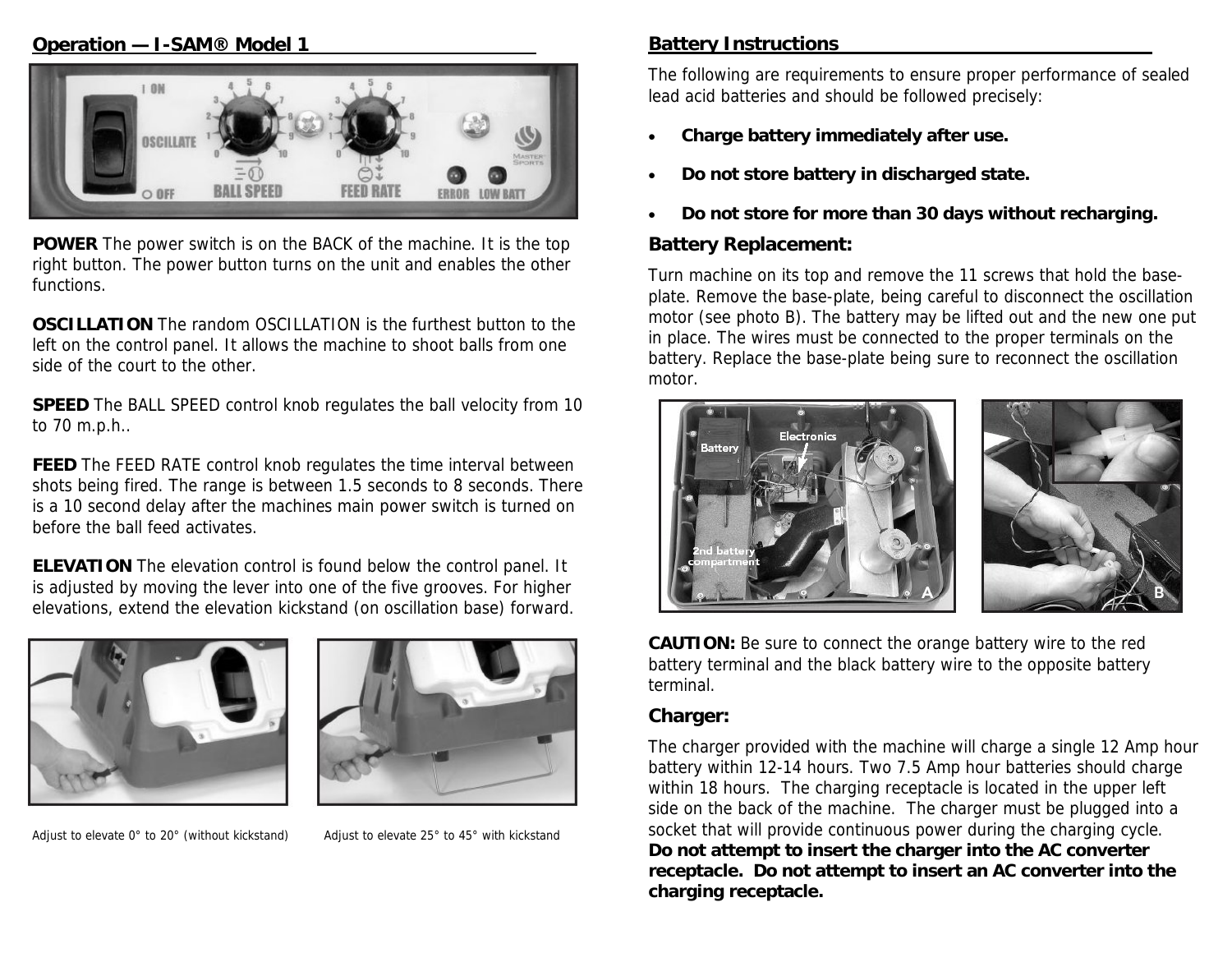## Operation — I-SAM® Model 1

**POWER** The power switch is on the BACK of the machine. It is the top right button. The power button turns on the unit and enables the other functions.

**OSCILLATION** The random OSCILLATION is the furthest button to the left on the control panel. It allows the machine to shoot balls from one side of the court to the other.

**SPEED** The BALL SPEED control knob regulates the ball velocity from 10 to 70 m.p.h..

**FEED** The FEED RATE control knob regulates the time interval between shots being fired. The range is between 1.5 seconds to 8 seconds. There is a 10 second delay after the machines main power switch is turned on before the ball feed activates.

**ELEVATION** The elevation control is found below the control panel. It is adjusted by moving the lever into one of the five grooves. For higher elevations, extend the elevation kickstand (on oscillation base) forward.

Adjust to elevate 0° to 20° (without kickstand)

Adjust to elevate 25° to 45° with kickstand

## Battery Instructions

The following are requirements to ensure proper performance of sealed lead acid batteries and should be followed precisely:

- **Charge battery immediately after use.**
- **Do not store battery in discharged state.**
- **Do not store for more than 30 days without recharging.**

### Battery Replacement:

Turn machine on its top and remove the 11 screws that hold the base-plate. Remove the base-plate, being careful to disconnect the oscillation motor (see photo B). The battery may be lifted out and the new one put in place. The wires must be connected to the proper terminals on the battery. Replace the base-plate being sure to reconnect the oscillation motor.

**CAUTION:** Be sure to connect the orange battery wire to the red battery terminal and the black battery wire to the opposite battery terminal.

### Charger:

The charger provided with the machine will charge a single 12 Amp hour battery within 12-14 hours. Two 7.5 Amp hour batteries should charge within 18 hours. The charging receptacle is located in the upper left side on the back of the machine. The charger must be plugged into a socket that will provide continuous power during the charging cycle. **Do not attempt to insert the charger into the AC converter receptacle. Do not attempt to insert an AC converter into the charging receptacle.**